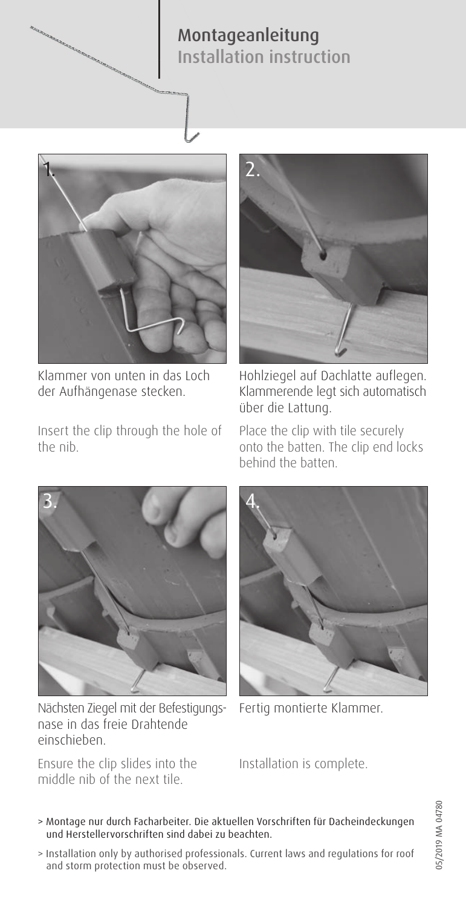# Montageanleitung
## Installation instruction

1. Klammer von unten in das Loch der Aufhängenase stecken.

   Insert the clip through the hole of the nib.

2. Hohlziegel auf Dachlatte auflegen. Klammerende legt sich automatisch über die Lattung.

   Place the clip with tile securely onto the batten. The clip end locks behind the batten.

3. Nächsten Ziegel mit der Befestigungsnase in das freie Drahtende einschieben.

   Ensure the clip slides into the middle nib of the next tile.

4. Fertig montierte Klammer.

   Installation is complete.

> Montage nur durch Facharbeiter. Die aktuellen Vorschriften für Dacheindeckungen und Herstellervorschriften sind dabei zu beachten.

> Installation only by authorised professionals. Current laws and regulations for roof and storm protection must be observed.

05/2019 MA 04780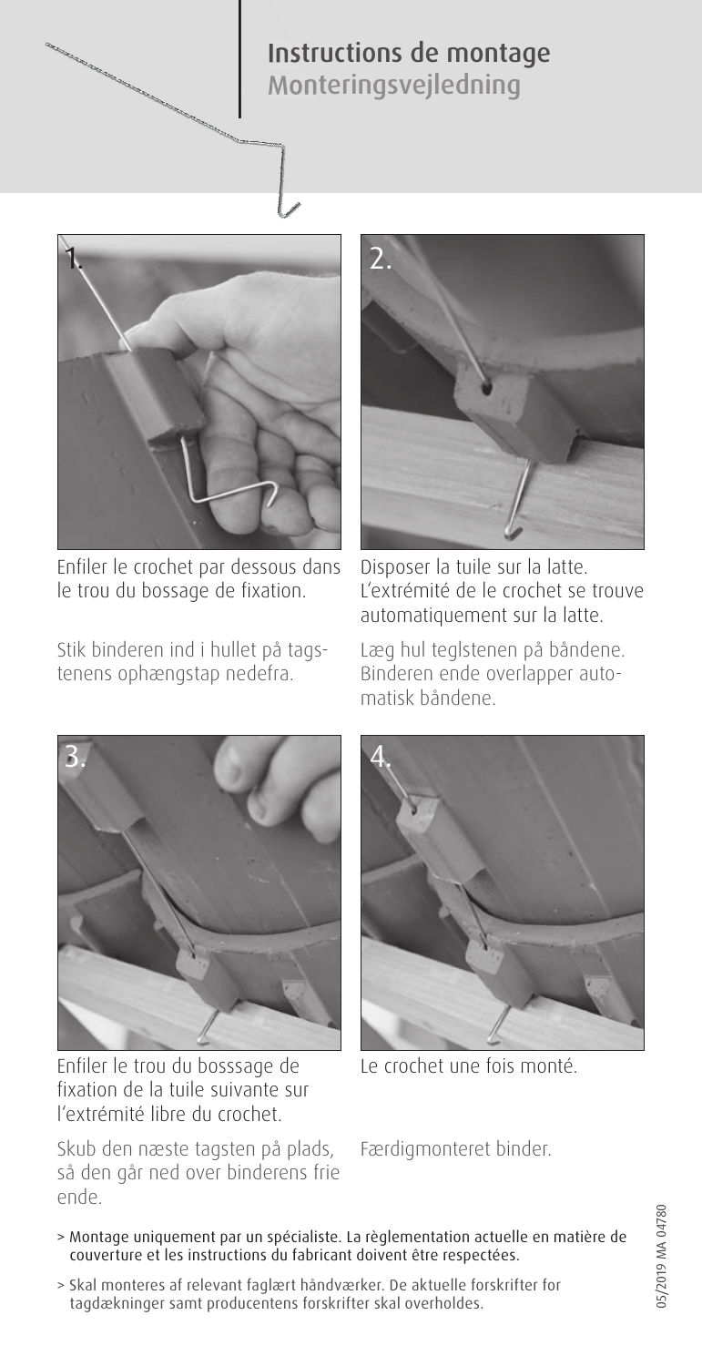# Instructions de montage
## Monteringsvejledning

1.

Enfiler le crochet par dessous dans le trou du bossage de fixation.

Stik binderen ind i hullet på tagstenens ophængstap nedefra.

2.

Disposer la tuile sur la latte. L'extrémité de le crochet se trouve automatiquement sur la latte.

Læg hul teglstenen på båndene. Binderen ende overlapper automatisk båndene.

3.

Enfiler le trou du bosssage de fixation de la tuile suivante sur l'extrémité libre du crochet.

Skub den næste tagsten på plads, så den går ned over binderens frie ende.

4.

Le crochet une fois monté.

Færdigmonteret binder.

> Montage uniquement par un spécialiste. La règlementation actuelle en matière de couverture et les instructions du fabricant doivent être respectées.

> Skal monteres af relevant faglært håndværker. De aktuelle forskrifter for tagdækninger samt producentens forskrifter skal overholdes.

05/2019 MA 04780